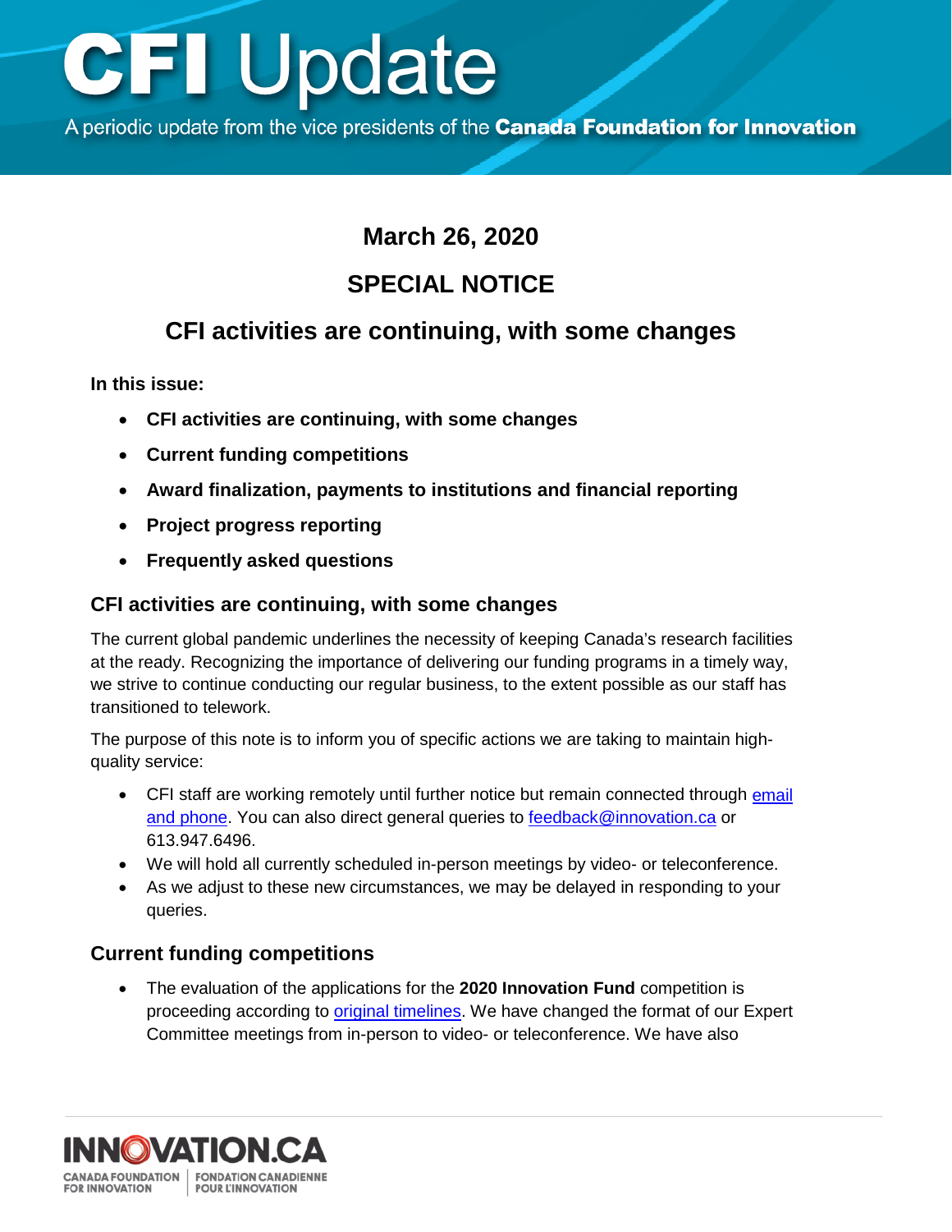# CFI Update

A periodic update from the vice presidents of the **Canada Foundation for Innovation**

## March 26, 2020

## SPECIAL NOTICE

## CFI activities are continuing, with some changes

**In this issue:**

- **CFI activities are continuing, with some changes**
- **Current funding competitions**
- **Award finalization, payments to institutions and financial reporting**
- **Project progress reporting**
- **Frequently asked questions**

### CFI activities are continuing, with some changes

The current global pandemic underlines the necessity of keeping Canada's research facilities at the ready. Recognizing the importance of delivering our funding programs in a timely way, we strive to continue conducting our regular business, to the extent possible as our staff has transitioned to telework.

The purpose of this note is to inform you of specific actions we are taking to maintain high-quality service:

- CFI staff are working remotely until further notice but remain connected through email and phone. You can also direct general queries to feedback@innovation.ca or 613.947.6496.
- We will hold all currently scheduled in-person meetings by video- or teleconference.
- As we adjust to these new circumstances, we may be delayed in responding to your queries.

### Current funding competitions

- The evaluation of the applications for the **2020 Innovation Fund** competition is proceeding according to original timelines. We have changed the format of our Expert Committee meetings from in-person to video- or teleconference. We have also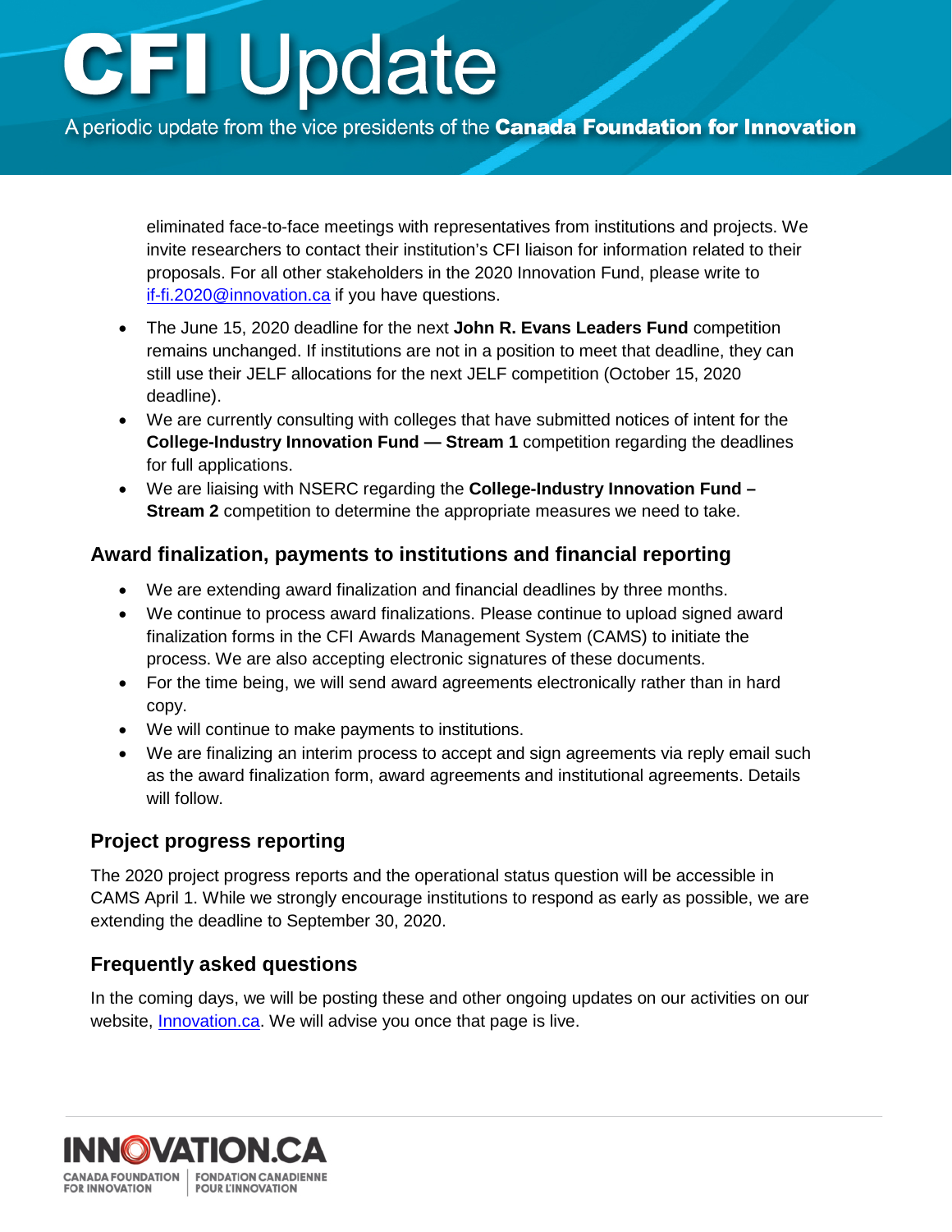eliminated face-to-face meetings with representatives from institutions and projects. We invite researchers to contact their institution's CFI liaison for information related to their proposals. For all other stakeholders in the 2020 Innovation Fund, please write to if-fi.2020@innovation.ca if you have questions.

- The June 15, 2020 deadline for the next **John R. Evans Leaders Fund** competition remains unchanged. If institutions are not in a position to meet that deadline, they can still use their JELF allocations for the next JELF competition (October 15, 2020 deadline).
- We are currently consulting with colleges that have submitted notices of intent for the **College-Industry Innovation Fund — Stream 1** competition regarding the deadlines for full applications.
- We are liaising with NSERC regarding the **College-Industry Innovation Fund – Stream 2** competition to determine the appropriate measures we need to take.

## Award finalization, payments to institutions and financial reporting

- We are extending award finalization and financial deadlines by three months.
- We continue to process award finalizations. Please continue to upload signed award finalization forms in the CFI Awards Management System (CAMS) to initiate the process. We are also accepting electronic signatures of these documents.
- For the time being, we will send award agreements electronically rather than in hard copy.
- We will continue to make payments to institutions.
- We are finalizing an interim process to accept and sign agreements via reply email such as the award finalization form, award agreements and institutional agreements. Details will follow.

## Project progress reporting

The 2020 project progress reports and the operational status question will be accessible in CAMS April 1. While we strongly encourage institutions to respond as early as possible, we are extending the deadline to September 30, 2020.

## Frequently asked questions

In the coming days, we will be posting these and other ongoing updates on our activities on our website, Innovation.ca. We will advise you once that page is live.